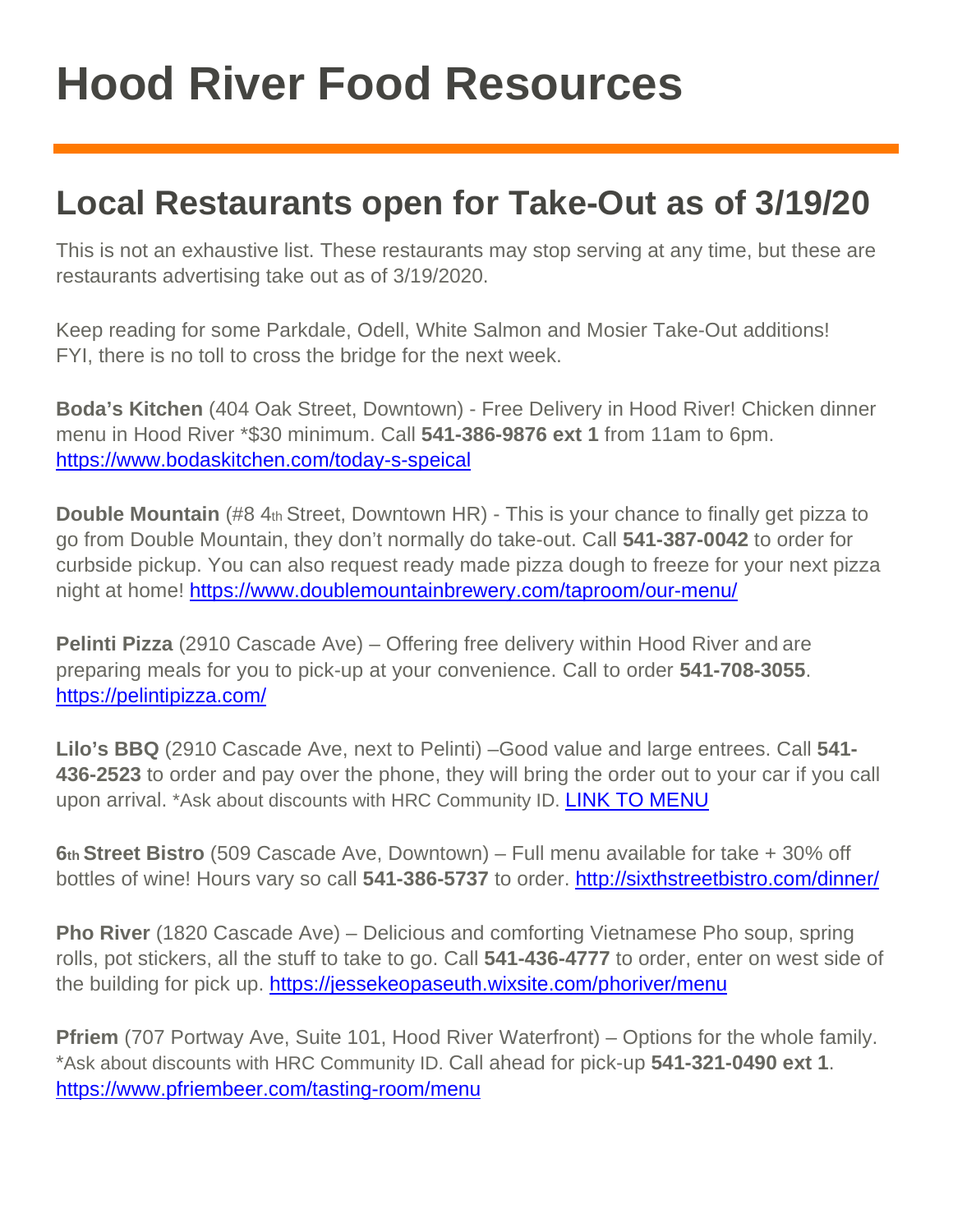# Hood River Food Resources

## Local Restaurants open for Take-Out as of 3/19/20

This is not an exhaustive list. These restaurants may stop serving at any time, but these are restaurants advertising take out as of 3/19/2020.

Keep reading for some Parkdale, Odell, White Salmon and Mosier Take-Out additions! FYI, there is no toll to cross the bridge for the next week.

**Boda's Kitchen** (404 Oak Street, Downtown) - Free Delivery in Hood River! Chicken dinner menu in Hood River *$30 minimum. Call **541-386-9876 ext 1** from 11am to 6pm. [https://www.bodaskitchen.com/today-s-speical](https://www.bodaskitchen.com/today-s-speical)

**Double Mountain** (#8 4th Street, Downtown HR) - This is your chance to finally get pizza to go from Double Mountain, they don't normally do take-out. Call **541-387-0042** to order for curbside pickup. You can also request ready made pizza dough to freeze for your next pizza night at home! [https://www.doublemountainbrewery.com/taproom/our-menu/](https://www.doublemountainbrewery.com/taproom/our-menu/)

**Pelinti Pizza** (2910 Cascade Ave) – Offering free delivery within Hood River and are preparing meals for you to pick-up at your convenience. Call to order **541-708-3055**. [https://pelintipizza.com/](https://pelintipizza.com/)

**Lilo's BBQ** (2910 Cascade Ave, next to Pelinti) –Good value and large entrees. Call **541-436-2523** to order and pay over the phone, they will bring the order out to your car if you call upon arrival. *Ask about discounts with HRC Community ID. LINK TO MENU

**6th Street Bistro** (509 Cascade Ave, Downtown) – Full menu available for take + 30% off bottles of wine! Hours vary so call **541-386-5737** to order. [http://sixthstreetbistro.com/dinner/](http://sixthstreetbistro.com/dinner/)

**Pho River** (1820 Cascade Ave) – Delicious and comforting Vietnamese Pho soup, spring rolls, pot stickers, all the stuff to take to go. Call **541-436-4777** to order, enter on west side of the building for pick up. [https://jessekeopaseuth.wixsite.com/phoriver/menu](https://jessekeopaseuth.wixsite.com/phoriver/menu)

**Pfriem** (707 Portway Ave, Suite 101, Hood River Waterfront) – Options for the whole family. *Ask about discounts with HRC Community ID. Call ahead for pick-up **541-321-0490 ext 1**. [https://www.pfriembeer.com/tasting-room/menu](https://www.pfriembeer.com/tasting-room/menu)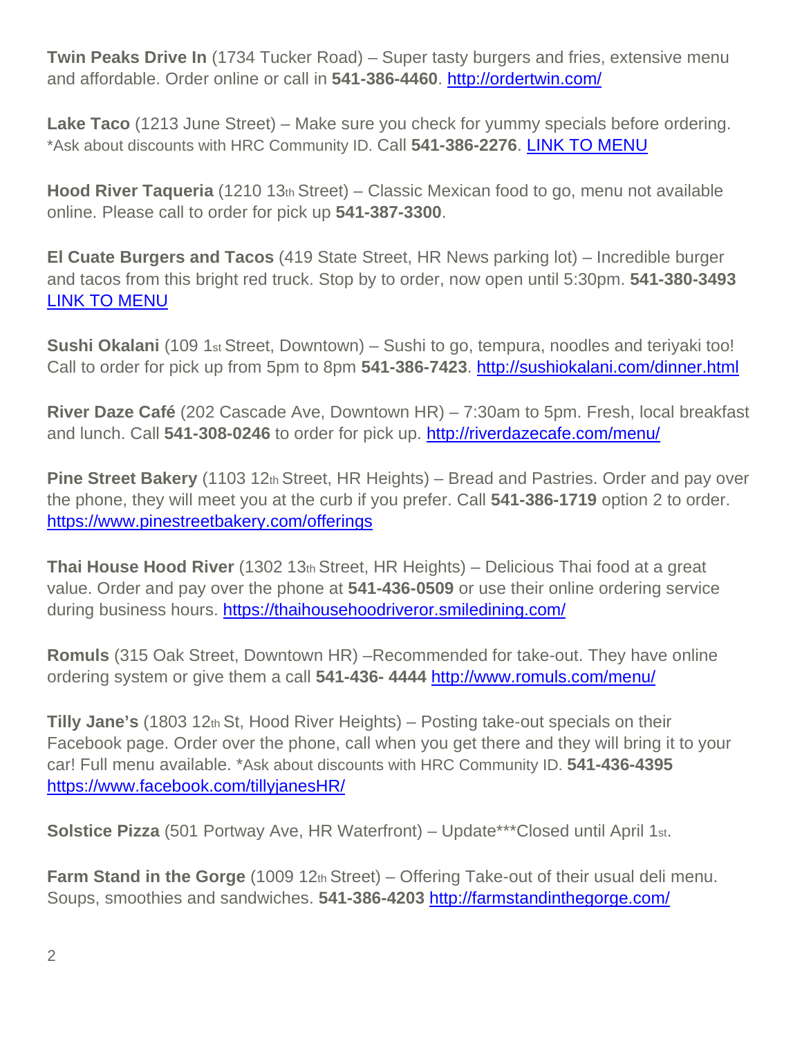**Twin Peaks Drive In** (1734 Tucker Road) – Super tasty burgers and fries, extensive menu and affordable. Order online or call in **541-386-4460**. http://ordertwin.com/

**Lake Taco** (1213 June Street) – Make sure you check for yummy specials before ordering. *Ask about discounts with HRC Community ID. Call **541-386-2276**. LINK TO MENU

**Hood River Taqueria** (1210 13th Street) – Classic Mexican food to go, menu not available online. Please call to order for pick up **541-387-3300**.

**El Cuate Burgers and Tacos** (419 State Street, HR News parking lot) – Incredible burger and tacos from this bright red truck. Stop by to order, now open until 5:30pm. **541-380-3493** LINK TO MENU

**Sushi Okalani** (109 1st Street, Downtown) – Sushi to go, tempura, noodles and teriyaki too! Call to order for pick up from 5pm to 8pm **541-386-7423**. http://sushiokalani.com/dinner.html

**River Daze Café** (202 Cascade Ave, Downtown HR) – 7:30am to 5pm. Fresh, local breakfast and lunch. Call **541-308-0246** to order for pick up. http://riverdazecafe.com/menu/

**Pine Street Bakery** (1103 12th Street, HR Heights) – Bread and Pastries. Order and pay over the phone, they will meet you at the curb if you prefer. Call **541-386-1719** option 2 to order. https://www.pinestreetbakery.com/offerings

**Thai House Hood River** (1302 13th Street, HR Heights) – Delicious Thai food at a great value. Order and pay over the phone at **541-436-0509** or use their online ordering service during business hours. https://thaihousehoodrivveror.smiledining.com/

**Romuls** (315 Oak Street, Downtown HR) –Recommended for take-out. They have online ordering system or give them a call **541-436- 4444** http://www.romuls.com/menu/

**Tilly Jane's** (1803 12th St, Hood River Heights) – Posting take-out specials on their Facebook page. Order over the phone, call when you get there and they will bring it to your car! Full menu available. *Ask about discounts with HRC Community ID. **541-436-4395** https://www.facebook.com/tillyjanesHR/

**Solstice Pizza** (501 Portway Ave, HR Waterfront) – Update***Closed until April 1st.

**Farm Stand in the Gorge** (1009 12th Street) – Offering Take-out of their usual deli menu. Soups, smoothies and sandwiches. **541-386-4203** http://farmstandinthegorge.com/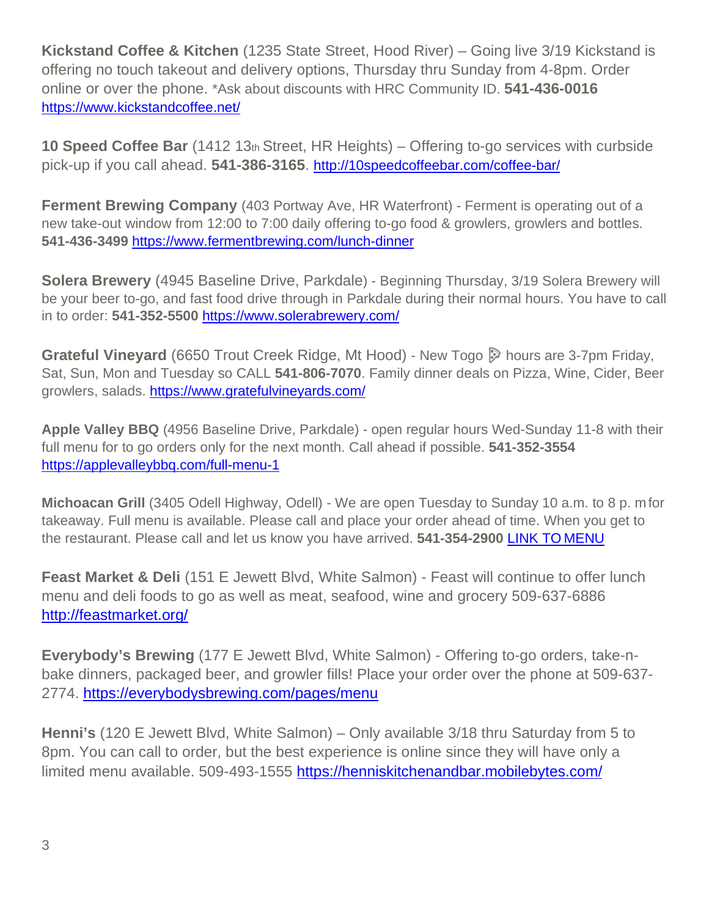**Kickstand Coffee & Kitchen** (1235 State Street, Hood River) – Going live 3/19 Kickstand is offering no touch takeout and delivery options, Thursday thru Sunday from 4-8pm. Order online or over the phone. *Ask about discounts with HRC Community ID. **541-436-0016** [https://www.kickstandcoffee.net/](https://www.kickstandcoffee.net/)

**10 Speed Coffee Bar** (1412 13th Street, HR Heights) – Offering to-go services with curbside pick-up if you call ahead. **541-386-3165**. [http://10speedcoffeebar.com/coffee-bar/](http://10speedcoffeebar.com/coffee-bar/)

**Ferment Brewing Company** (403 Portway Ave, HR Waterfront) - Ferment is operating out of a new take-out window from 12:00 to 7:00 daily offering to-go food & growlers, growlers and bottles. **541-436-3499** [https://www.fermentbrewing.com/lunch-dinner](https://www.fermentbrewing.com/lunch-dinner)

**Solera Brewery** (4945 Baseline Drive, Parkdale) - Beginning Thursday, 3/19 Solera Brewery will be your beer to-go, and fast food drive through in Parkdale during their normal hours. You have to call in to order: **541-352-5500** [https://www.solerabrewery.com/](https://www.solerabrewery.com/)

**Grateful Vineyard** (6650 Trout Creek Ridge, Mt Hood) - New Togo 🍕 hours are 3-7pm Friday, Sat, Sun, Mon and Tuesday so CALL **541-806-7070**. Family dinner deals on Pizza, Wine, Cider, Beer growlers, salads. [https://www.gratefulvineyards.com/](https://www.gratefulvineyards.com/)

**Apple Valley BBQ** (4956 Baseline Drive, Parkdale) - open regular hours Wed-Sunday 11-8 with their full menu for to go orders only for the next month. Call ahead if possible. **541-352-3554** [https://applevalleybbq.com/full-menu-1](https://applevalleybbq.com/full-menu-1)

**Michoacan Grill** (3405 Odell Highway, Odell) - We are open Tuesday to Sunday 10 a.m. to 8 p. m for takeaway. Full menu is available. Please call and place your order ahead of time. When you get to the restaurant. Please call and let us know you have arrived. **541-354-2900** LINK TO MENU

**Feast Market & Deli** (151 E Jewett Blvd, White Salmon) - Feast will continue to offer lunch menu and deli foods to go as well as meat, seafood, wine and grocery 509-637-6886 [http://feastmarket.org/](http://feastmarket.org/)

**Everybody's Brewing** (177 E Jewett Blvd, White Salmon) - Offering to-go orders, take-n-bake dinners, packaged beer, and growler fills! Place your order over the phone at 509-637-2774. [https://everybodysbrewing.com/pages/menu](https://everybodysbrewing.com/pages/menu)

**Henni's** (120 E Jewett Blvd, White Salmon) – Only available 3/18 thru Saturday from 5 to 8pm. You can call to order, but the best experience is online since they will have only a limited menu available. 509-493-1555 [https://henniskitchenandbar.mobilebytes.com/](https://henniskitchenandbar.mobilebytes.com/)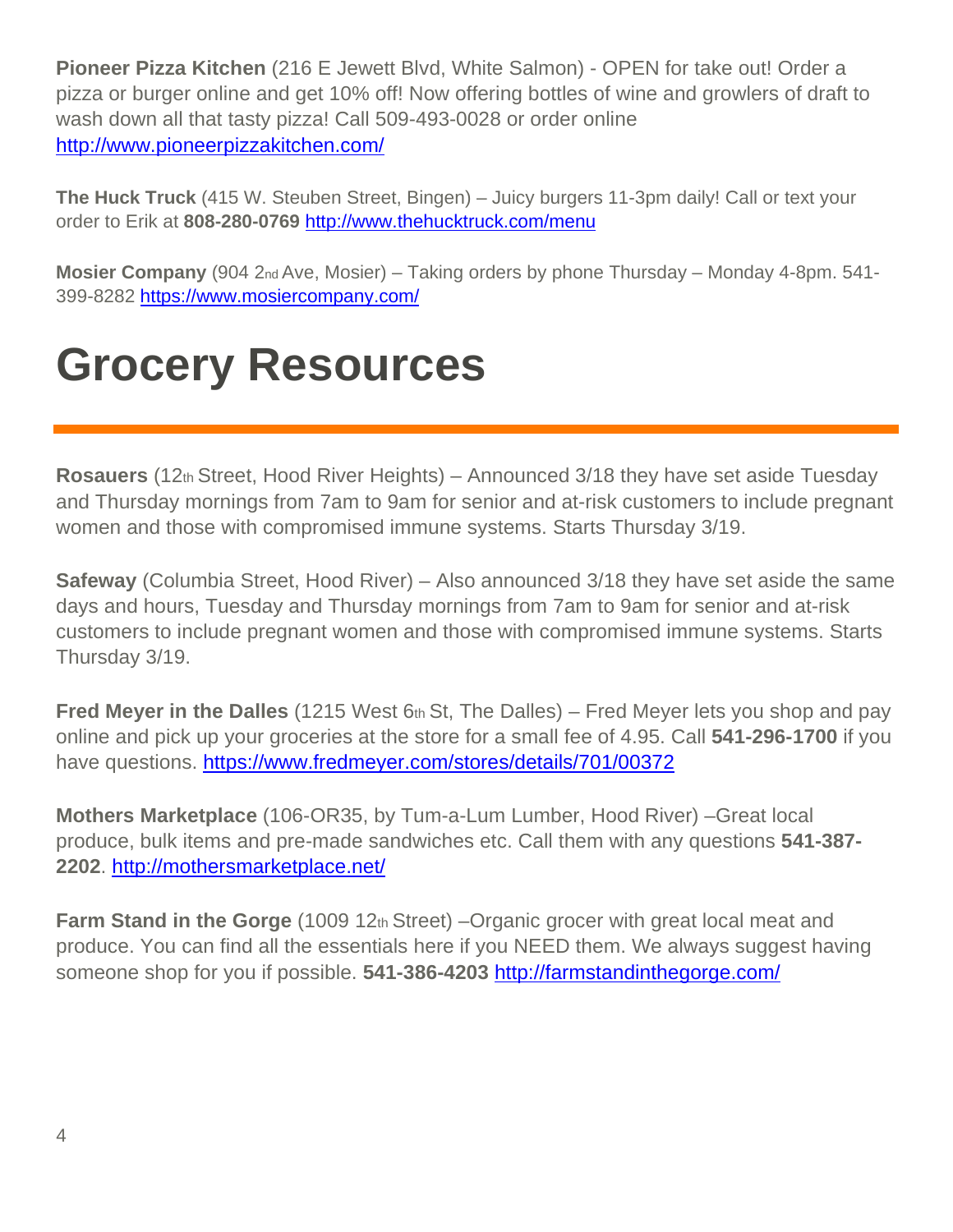**Pioneer Pizza Kitchen** (216 E Jewett Blvd, White Salmon) - OPEN for take out! Order a pizza or burger online and get 10% off! Now offering bottles of wine and growlers of draft to wash down all that tasty pizza! Call 509-493-0028 or order online http://www.pioneerpizzakitchen.com/

**The Huck Truck** (415 W. Steuben Street, Bingen) – Juicy burgers 11-3pm daily! Call or text your order to Erik at **808-280-0769** http://www.thehucktruck.com/menu

**Mosier Company** (904 2nd Ave, Mosier) – Taking orders by phone Thursday – Monday 4-8pm. 541-399-8282 https://www.mosiercompany.com/

# Grocery Resources

**Rosauers** (12th Street, Hood River Heights) – Announced 3/18 they have set aside Tuesday and Thursday mornings from 7am to 9am for senior and at-risk customers to include pregnant women and those with compromised immune systems. Starts Thursday 3/19.

**Safeway** (Columbia Street, Hood River) – Also announced 3/18 they have set aside the same days and hours, Tuesday and Thursday mornings from 7am to 9am for senior and at-risk customers to include pregnant women and those with compromised immune systems. Starts Thursday 3/19.

**Fred Meyer in the Dalles** (1215 West 6th St, The Dalles) – Fred Meyer lets you shop and pay online and pick up your groceries at the store for a small fee of 4.95. Call **541-296-1700** if you have questions. https://www.fredmeyer.com/stores/details/701/00372

**Mothers Marketplace** (106-OR35, by Tum-a-Lum Lumber, Hood River) –Great local produce, bulk items and pre-made sandwiches etc. Call them with any questions **541-387-2202**. http://mothersmarketplace.net/

**Farm Stand in the Gorge** (1009 12th Street) –Organic grocer with great local meat and produce. You can find all the essentials here if you NEED them. We always suggest having someone shop for you if possible. **541-386-4203** http://farmstandinthegorge.com/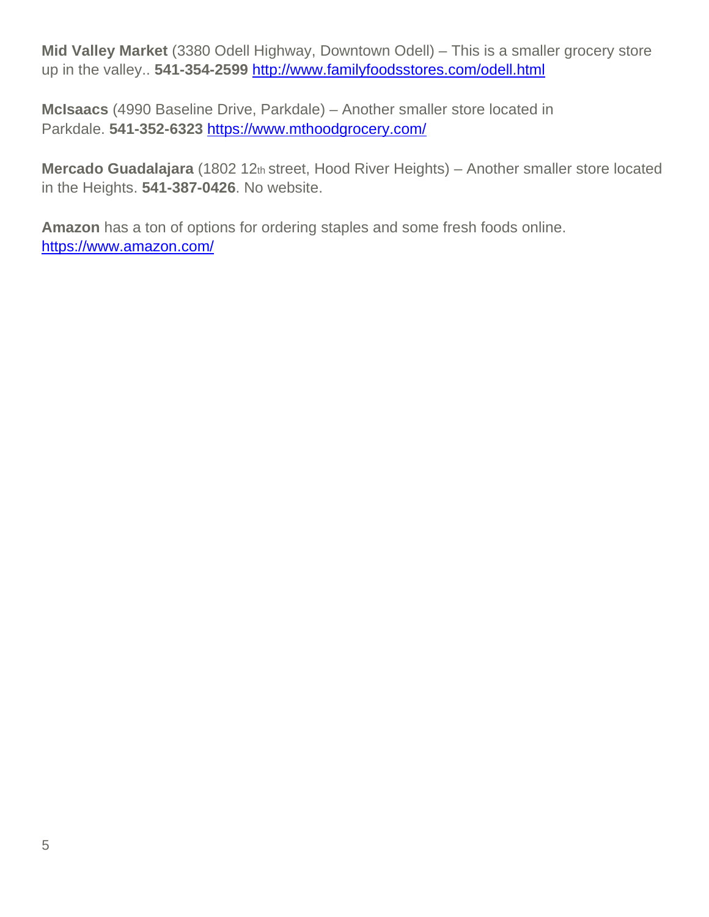**Mid Valley Market** (3380 Odell Highway, Downtown Odell) – This is a smaller grocery store up in the valley.. **541-354-2599** http://www.familyfoodsstores.com/odell.html

**McIsaacs** (4990 Baseline Drive, Parkdale) – Another smaller store located in Parkdale. **541-352-6323** https://www.mthoodgrocery.com/

**Mercado Guadalajara** (1802 12th street, Hood River Heights) – Another smaller store located in the Heights. **541-387-0426**. No website.

**Amazon** has a ton of options for ordering staples and some fresh foods online. https://www.amazon.com/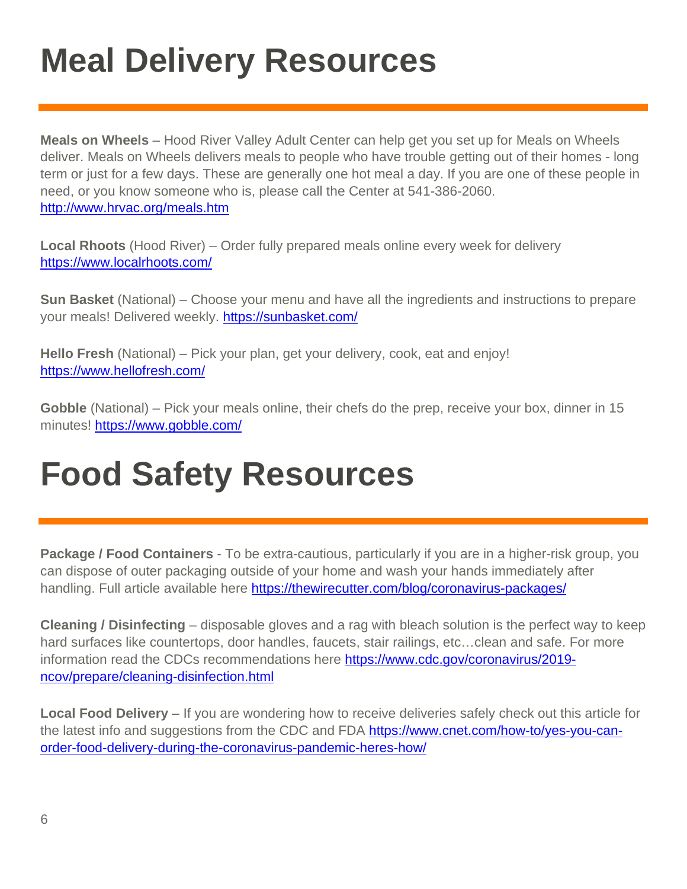# Meal Delivery Resources

**Meals on Wheels** – Hood River Valley Adult Center can help get you set up for Meals on Wheels deliver. Meals on Wheels delivers meals to people who have trouble getting out of their homes - long term or just for a few days. These are generally one hot meal a day. If you are one of these people in need, or you know someone who is, please call the Center at 541-386-2060. http://www.hrvac.org/meals.htm

**Local Rhoots** (Hood River) – Order fully prepared meals online every week for delivery https://www.localrhoots.com/

**Sun Basket** (National) – Choose your menu and have all the ingredients and instructions to prepare your meals! Delivered weekly. https://sunbasket.com/

**Hello Fresh** (National) – Pick your plan, get your delivery, cook, eat and enjoy! https://www.hellofresh.com/

**Gobble** (National) – Pick your meals online, their chefs do the prep, receive your box, dinner in 15 minutes! https://www.gobble.com/

# Food Safety Resources

**Package / Food Containers** - To be extra-cautious, particularly if you are in a higher-risk group, you can dispose of outer packaging outside of your home and wash your hands immediately after handling. Full article available here https://thewirecutter.com/blog/coronavirus-packages/

**Cleaning / Disinfecting** – disposable gloves and a rag with bleach solution is the perfect way to keep hard surfaces like countertops, door handles, faucets, stair railings, etc…clean and safe. For more information read the CDCs recommendations here https://www.cdc.gov/coronavirus/2019-ncov/prepare/cleaning-disinfection.html

**Local Food Delivery** – If you are wondering how to receive deliveries safely check out this article for the latest info and suggestions from the CDC and FDA https://www.cnet.com/how-to/yes-you-can-order-food-delivery-during-the-coronavirus-pandemic-heres-how/